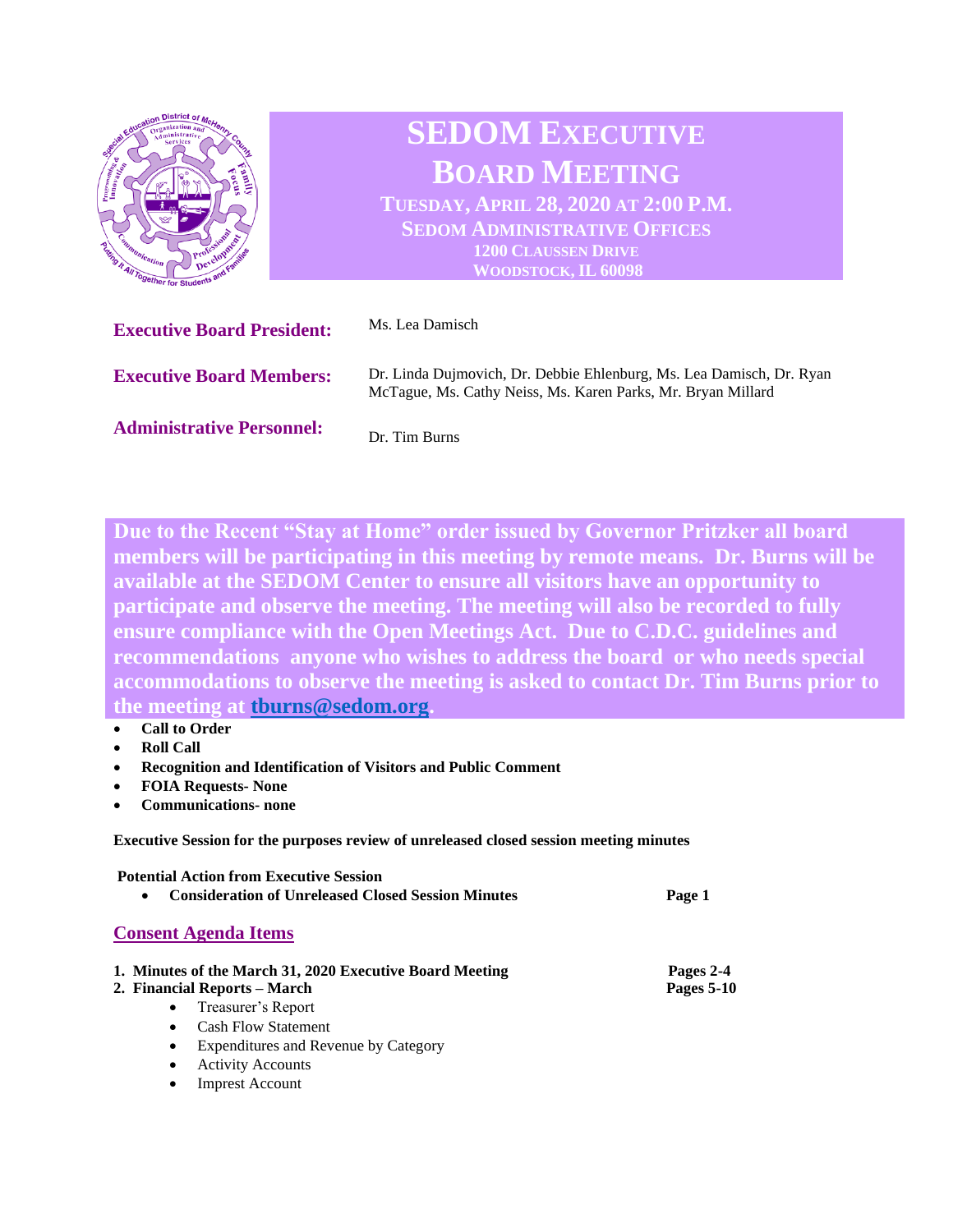# SEDOM EXECUTIVE BOARD MEETING

**TUESDAY, APRIL 28, 2020 AT 2:00 P.M.**
**SEDOM ADMINISTRATIVE OFFICES**
**1200 CLAUSSEN DRIVE**
**WOODSTOCK, IL 60098**

**Executive Board President:** Ms. Lea Damisch

**Executive Board Members:** Dr. Linda Dujmovich, Dr. Debbie Ehlenburg, Ms. Lea Damisch, Dr. Ryan McTague, Ms. Cathy Neiss, Ms. Karen Parks, Mr. Bryan Millard

**Administrative Personnel:** Dr. Tim Burns

**Due to the Recent "Stay at Home" order issued by Governor Pritzker all board members will be participating in this meeting by remote means. Dr. Burns will be available at the SEDOM Center to ensure all visitors have an opportunity to participate and observe the meeting. The meeting will also be recorded to fully ensure compliance with the Open Meetings Act. Due to C.D.C. guidelines and recommendations anyone who wishes to address the board or who needs special accommodations to observe the meeting is asked to contact Dr. Tim Burns prior to the meeting at tburns@sedom.org.**

- **Call to Order**
- **Roll Call**
- **Recognition and Identification of Visitors and Public Comment**
- **FOIA Requests- None**
- **Communications- none**

**Executive Session for the purposes review of unreleased closed session meeting minutes**

**Potential Action from Executive Session**

- **Consideration of Unreleased Closed Session Minutes** — **Page 1**

## Consent Agenda Items

1. **Minutes of the March 31, 2020 Executive Board Meeting** — **Pages 2-4**
2. **Financial Reports – March** — **Pages 5-10**
   - Treasurer's Report
   - Cash Flow Statement
   - Expenditures and Revenue by Category
   - Activity Accounts
   - Imprest Account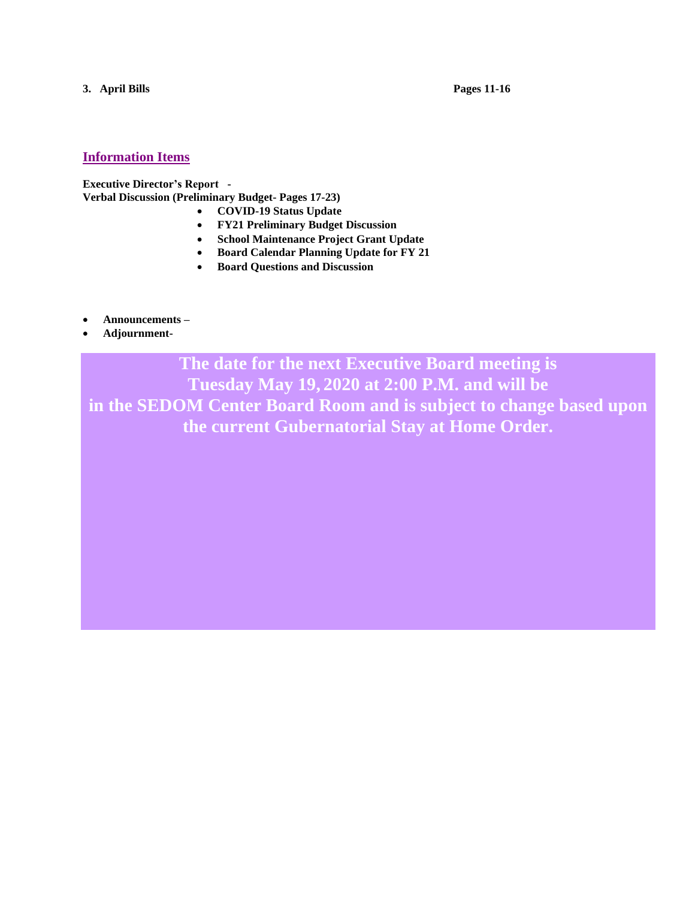**3. April Bills** **Pages 11-16**

## Information Items

**Executive Director's Report -**
**Verbal Discussion (Preliminary Budget- Pages 17-23)**

- **COVID-19 Status Update**
- **FY21 Preliminary Budget Discussion**
- **School Maintenance Project Grant Update**
- **Board Calendar Planning Update for FY 21**
- **Board Questions and Discussion**

- **Announcements –**
- **Adjournment-**

**The date for the next Executive Board meeting is Tuesday May 19, 2020 at 2:00 P.M. and will be in the SEDOM Center Board Room and is subject to change based upon the current Gubernatorial Stay at Home Order.**